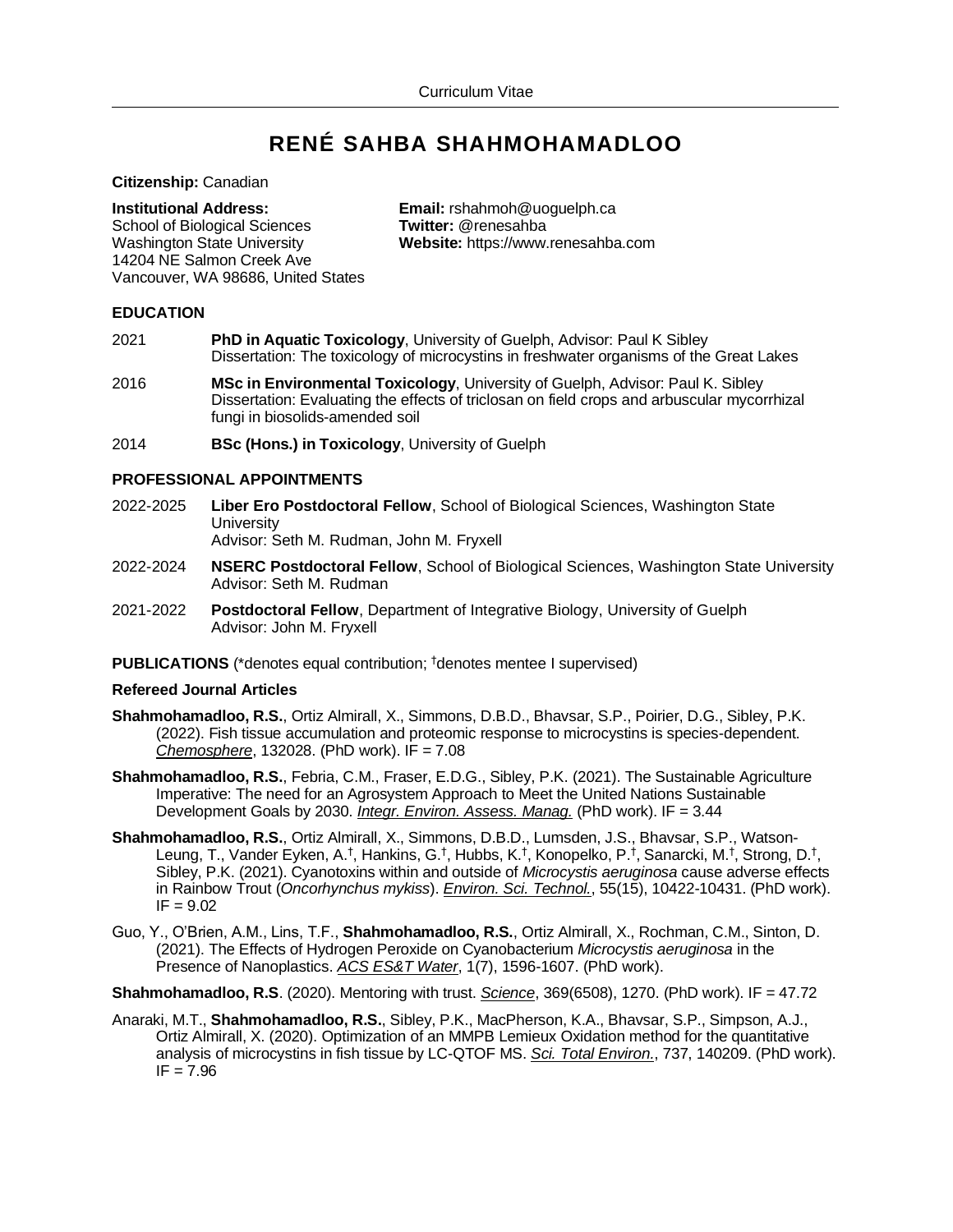Curriculum Vitae

# RENÉ SAHBA SHAHMOHAMADLOO

**Citizenship:** Canadian

**Institutional Address:**
School of Biological Sciences
Washington State University
14204 NE Salmon Creek Ave
Vancouver, WA 98686, United States

**Email:** rshahmoh@uoguelph.ca
**Twitter:** @renesahba
**Website:** https://www.renesahba.com

## EDUCATION

2021 **PhD in Aquatic Toxicology**, University of Guelph, Advisor: Paul K Sibley
Dissertation: The toxicology of microcystins in freshwater organisms of the Great Lakes

2016 **MSc in Environmental Toxicology**, University of Guelph, Advisor: Paul K. Sibley
Dissertation: Evaluating the effects of triclosan on field crops and arbuscular mycorrhizal fungi in biosolids-amended soil

2014 **BSc (Hons.) in Toxicology**, University of Guelph

## PROFESSIONAL APPOINTMENTS

2022-2025 **Liber Ero Postdoctoral Fellow**, School of Biological Sciences, Washington State University
Advisor: Seth M. Rudman, John M. Fryxell

2022-2024 **NSERC Postdoctoral Fellow**, School of Biological Sciences, Washington State University
Advisor: Seth M. Rudman

2021-2022 **Postdoctoral Fellow**, Department of Integrative Biology, University of Guelph
Advisor: John M. Fryxell

## PUBLICATIONS (*denotes equal contribution; †denotes mentee I supervised)

### Refereed Journal Articles

**Shahmohamadloo, R.S.**, Ortiz Almirall, X., Simmons, D.B.D., Bhavsar, S.P., Poirier, D.G., Sibley, P.K. (2022). Fish tissue accumulation and proteomic response to microcystins is species-dependent. *Chemosphere*, 132028. (PhD work). IF = 7.08

**Shahmohamadloo, R.S.**, Febria, C.M., Fraser, E.D.G., Sibley, P.K. (2021). The Sustainable Agriculture Imperative: The need for an Agrosystem Approach to Meet the United Nations Sustainable Development Goals by 2030. *Integr. Environ. Assess. Manag.* (PhD work). IF = 3.44

**Shahmohamadloo, R.S.**, Ortiz Almirall, X., Simmons, D.B.D., Lumsden, J.S., Bhavsar, S.P., Watson-Leung, T., Vander Eyken, A.†, Hankins, G.†, Hubbs, K.†, Konopelko, P.†, Sanarcki, M.†, Strong, D.†, Sibley, P.K. (2021). Cyanotoxins within and outside of *Microcystis aeruginosa* cause adverse effects in Rainbow Trout (*Oncorhynchus mykiss*). *Environ. Sci. Technol.*, 55(15), 10422-10431. (PhD work). IF = 9.02

Guo, Y., O'Brien, A.M., Lins, T.F., **Shahmohamadloo, R.S.**, Ortiz Almirall, X., Rochman, C.M., Sinton, D. (2021). The Effects of Hydrogen Peroxide on Cyanobacterium *Microcystis aeruginosa* in the Presence of Nanoplastics. *ACS ES&T Water*, 1(7), 1596-1607. (PhD work).

**Shahmohamadloo, R.S**. (2020). Mentoring with trust. *Science*, 369(6508), 1270. (PhD work). IF = 47.72

Anaraki, M.T., **Shahmohamadloo, R.S.**, Sibley, P.K., MacPherson, K.A., Bhavsar, S.P., Simpson, A.J., Ortiz Almirall, X. (2020). Optimization of an MMPB Lemieux Oxidation method for the quantitative analysis of microcystins in fish tissue by LC-QTOF MS. *Sci. Total Environ.*, 737, 140209. (PhD work). IF = 7.96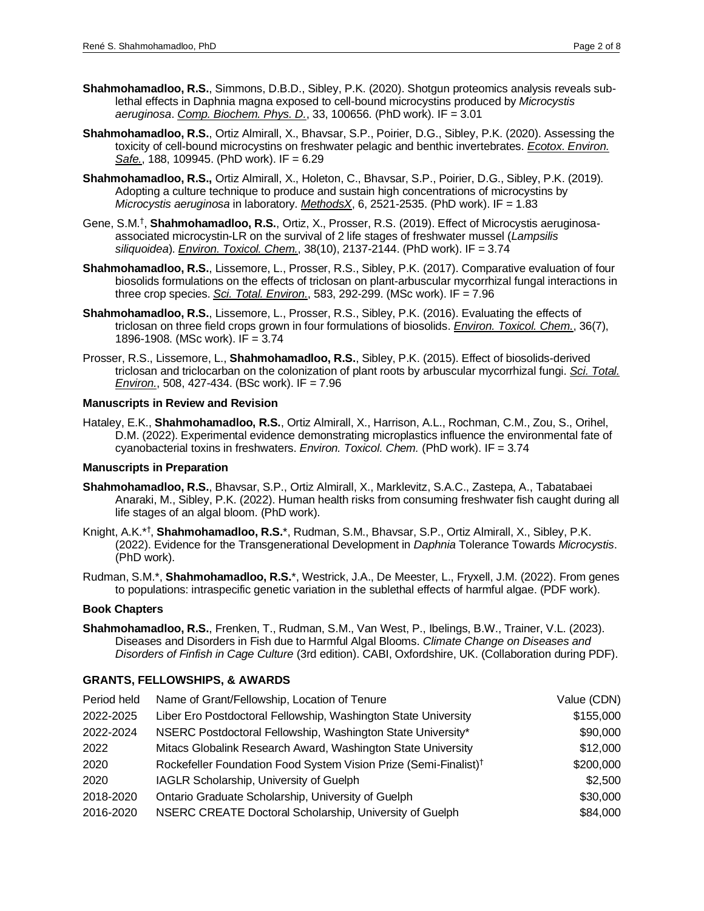**Shahmohamadloo, R.S.**, Simmons, D.B.D., Sibley, P.K. (2020). Shotgun proteomics analysis reveals sub-lethal effects in Daphnia magna exposed to cell-bound microcystins produced by *Microcystis aeruginosa*. *Comp. Biochem. Phys. D.*, 33, 100656. (PhD work). IF = 3.01

**Shahmohamadloo, R.S.**, Ortiz Almirall, X., Bhavsar, S.P., Poirier, D.G., Sibley, P.K. (2020). Assessing the toxicity of cell-bound microcystins on freshwater pelagic and benthic invertebrates. *Ecotox. Environ. Safe.*, 188, 109945. (PhD work). IF = 6.29

**Shahmohamadloo, R.S.,** Ortiz Almirall, X., Holeton, C., Bhavsar, S.P., Poirier, D.G., Sibley, P.K. (2019). Adopting a culture technique to produce and sustain high concentrations of microcystins by *Microcystis aeruginosa* in laboratory. *MethodsX*, 6, 2521-2535. (PhD work). IF = 1.83

Gene, S.M.[†], **Shahmohamadloo, R.S.**, Ortiz, X., Prosser, R.S. (2019). Effect of Microcystis aeruginosa-associated microcystin-LR on the survival of 2 life stages of freshwater mussel (*Lampsilis siliquoidea*). *Environ. Toxicol. Chem.*, 38(10), 2137-2144. (PhD work). IF = 3.74

**Shahmohamadloo, R.S.**, Lissemore, L., Prosser, R.S., Sibley, P.K. (2017). Comparative evaluation of four biosolids formulations on the effects of triclosan on plant-arbuscular mycorrhizal fungal interactions in three crop species. *Sci. Total. Environ.*, 583, 292-299. (MSc work). IF = 7.96

**Shahmohamadloo, R.S.**, Lissemore, L., Prosser, R.S., Sibley, P.K. (2016). Evaluating the effects of triclosan on three field crops grown in four formulations of biosolids. *Environ. Toxicol. Chem.*, 36(7), 1896-1908. (MSc work). IF = 3.74

Prosser, R.S., Lissemore, L., **Shahmohamadloo, R.S.**, Sibley, P.K. (2015). Effect of biosolids-derived triclosan and triclocarban on the colonization of plant roots by arbuscular mycorrhizal fungi. *Sci. Total. Environ.*, 508, 427-434. (BSc work). IF = 7.96

### Manuscripts in Review and Revision

Hataley, E.K., **Shahmohamadloo, R.S.**, Ortiz Almirall, X., Harrison, A.L., Rochman, C.M., Zou, S., Orihel, D.M. (2022). Experimental evidence demonstrating microplastics influence the environmental fate of cyanobacterial toxins in freshwaters. *Environ. Toxicol. Chem.* (PhD work). IF = 3.74

### Manuscripts in Preparation

**Shahmohamadloo, R.S.**, Bhavsar, S.P., Ortiz Almirall, X., Marklevitz, S.A.C., Zastepa, A., Tabatabaei Anaraki, M., Sibley, P.K. (2022). Human health risks from consuming freshwater fish caught during all life stages of an algal bloom. (PhD work).

Knight, A.K.*[†], **Shahmohamadloo, R.S.***, Rudman, S.M., Bhavsar, S.P., Ortiz Almirall, X., Sibley, P.K. (2022). Evidence for the Transgenerational Development in *Daphnia* Tolerance Towards *Microcystis*. (PhD work).

Rudman, S.M.*, **Shahmohamadloo, R.S.***, Westrick, J.A., De Meester, L., Fryxell, J.M. (2022). From genes to populations: intraspecific genetic variation in the sublethal effects of harmful algae. (PDF work).

### Book Chapters

**Shahmohamadloo, R.S.**, Frenken, T., Rudman, S.M., Van West, P., Ibelings, B.W., Trainer, V.L. (2023). Diseases and Disorders in Fish due to Harmful Algal Blooms. *Climate Change on Diseases and Disorders of Finfish in Cage Culture* (3rd edition). CABI, Oxfordshire, UK. (Collaboration during PDF).

## GRANTS, FELLOWSHIPS, & AWARDS

| Period held | Name of Grant/Fellowship, Location of Tenure | Value (CDN) |
|---|---|---|
| 2022-2025 | Liber Ero Postdoctoral Fellowship, Washington State University | $155,000 |
| 2022-2024 | NSERC Postdoctoral Fellowship, Washington State University* | $90,000 |
| 2022 | Mitacs Globalink Research Award, Washington State University | $12,000 |
| 2020 | Rockefeller Foundation Food System Vision Prize (Semi-Finalist)[†] | $200,000 |
| 2020 | IAGLR Scholarship, University of Guelph | $2,500 |
| 2018-2020 | Ontario Graduate Scholarship, University of Guelph | $30,000 |
| 2016-2020 | NSERC CREATE Doctoral Scholarship, University of Guelph | $84,000 |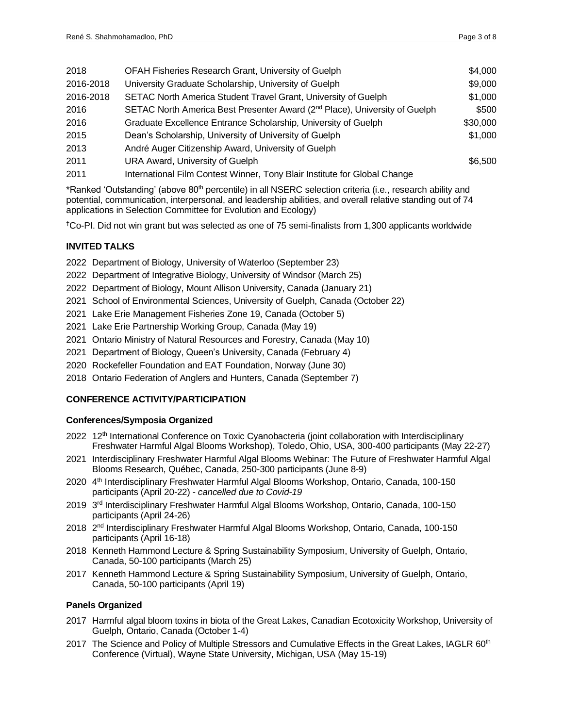| | | |
|---|---|---|
| 2018 | OFAH Fisheries Research Grant, University of Guelph | $4,000 |
| 2016-2018 | University Graduate Scholarship, University of Guelph | $9,000 |
| 2016-2018 | SETAC North America Student Travel Grant, University of Guelph | $1,000 |
| 2016 | SETAC North America Best Presenter Award (2nd Place), University of Guelph | $500 |
| 2016 | Graduate Excellence Entrance Scholarship, University of Guelph | $30,000 |
| 2015 | Dean's Scholarship, University of University of Guelph | $1,000 |
| 2013 | André Auger Citizenship Award, University of Guelph | |
| 2011 | URA Award, University of Guelph | $6,500 |
| 2011 | International Film Contest Winner, Tony Blair Institute for Global Change | |

*Ranked 'Outstanding' (above 80th percentile) in all NSERC selection criteria (i.e., research ability and potential, communication, interpersonal, and leadership abilities, and overall relative standing out of 74 applications in Selection Committee for Evolution and Ecology)

†Co-PI. Did not win grant but was selected as one of 75 semi-finalists from 1,300 applicants worldwide

## INVITED TALKS

- 2022 Department of Biology, University of Waterloo (September 23)
- 2022 Department of Integrative Biology, University of Windsor (March 25)
- 2022 Department of Biology, Mount Allison University, Canada (January 21)
- 2021 School of Environmental Sciences, University of Guelph, Canada (October 22)
- 2021 Lake Erie Management Fisheries Zone 19, Canada (October 5)
- 2021 Lake Erie Partnership Working Group, Canada (May 19)
- 2021 Ontario Ministry of Natural Resources and Forestry, Canada (May 10)
- 2021 Department of Biology, Queen's University, Canada (February 4)
- 2020 Rockefeller Foundation and EAT Foundation, Norway (June 30)
- 2018 Ontario Federation of Anglers and Hunters, Canada (September 7)

## CONFERENCE ACTIVITY/PARTICIPATION

### Conferences/Symposia Organized

- 2022 12th International Conference on Toxic Cyanobacteria (joint collaboration with Interdisciplinary Freshwater Harmful Algal Blooms Workshop), Toledo, Ohio, USA, 300-400 participants (May 22-27)
- 2021 Interdisciplinary Freshwater Harmful Algal Blooms Webinar: The Future of Freshwater Harmful Algal Blooms Research, Québec, Canada, 250-300 participants (June 8-9)
- 2020 4th Interdisciplinary Freshwater Harmful Algal Blooms Workshop, Ontario, Canada, 100-150 participants (April 20-22) - *cancelled due to Covid-19*
- 2019 3rd Interdisciplinary Freshwater Harmful Algal Blooms Workshop, Ontario, Canada, 100-150 participants (April 24-26)
- 2018 2nd Interdisciplinary Freshwater Harmful Algal Blooms Workshop, Ontario, Canada, 100-150 participants (April 16-18)
- 2018 Kenneth Hammond Lecture & Spring Sustainability Symposium, University of Guelph, Ontario, Canada, 50-100 participants (March 25)
- 2017 Kenneth Hammond Lecture & Spring Sustainability Symposium, University of Guelph, Ontario, Canada, 50-100 participants (April 19)

### Panels Organized

- 2017 Harmful algal bloom toxins in biota of the Great Lakes, Canadian Ecotoxicity Workshop, University of Guelph, Ontario, Canada (October 1-4)
- 2017 The Science and Policy of Multiple Stressors and Cumulative Effects in the Great Lakes, IAGLR 60th Conference (Virtual), Wayne State University, Michigan, USA (May 15-19)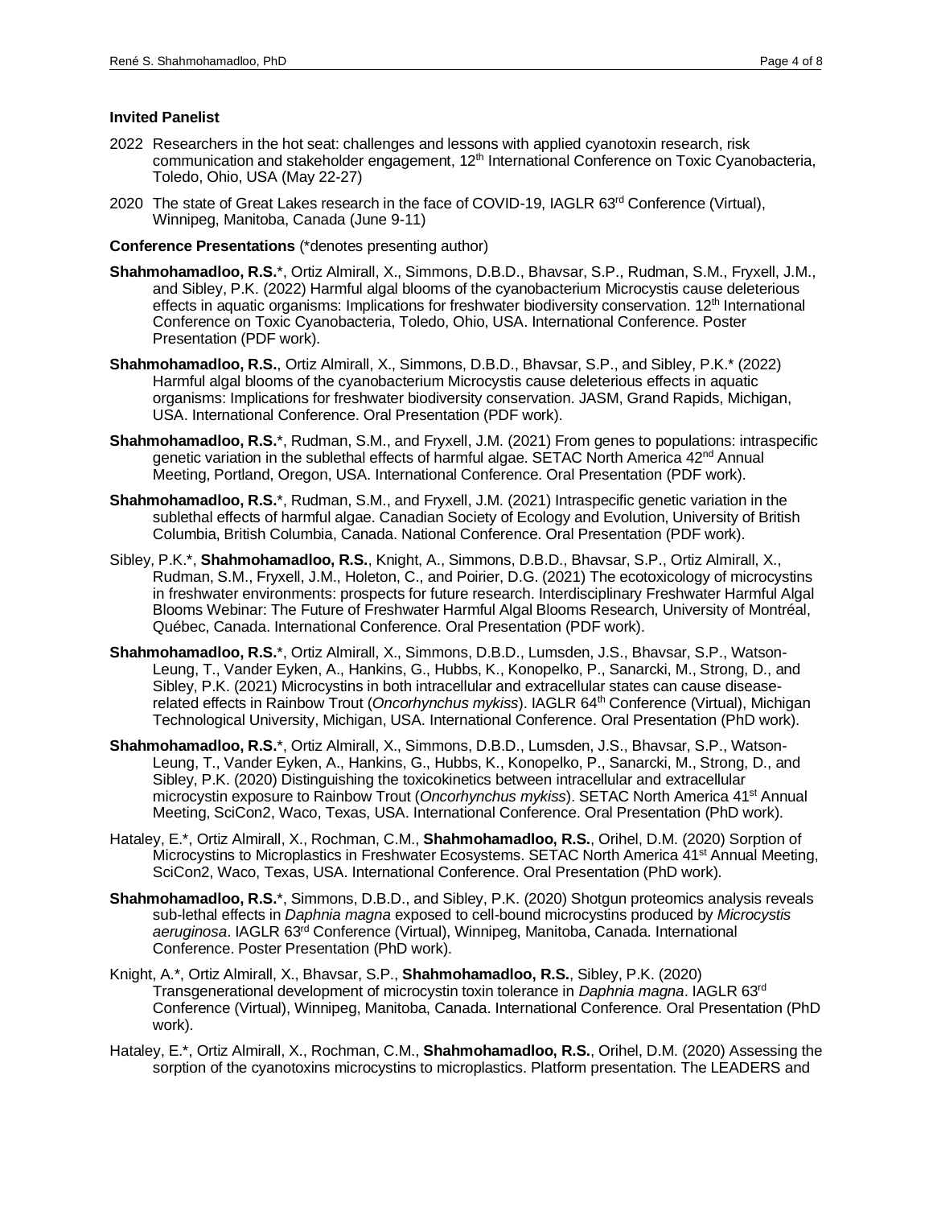**Invited Panelist**

2022 Researchers in the hot seat: challenges and lessons with applied cyanotoxin research, risk communication and stakeholder engagement, 12th International Conference on Toxic Cyanobacteria, Toledo, Ohio, USA (May 22-27)

2020 The state of Great Lakes research in the face of COVID-19, IAGLR 63rd Conference (Virtual), Winnipeg, Manitoba, Canada (June 9-11)

**Conference Presentations** (*denotes presenting author)

**Shahmohamadloo, R.S.***, Ortiz Almirall, X., Simmons, D.B.D., Bhavsar, S.P., Rudman, S.M., Fryxell, J.M., and Sibley, P.K. (2022) Harmful algal blooms of the cyanobacterium Microcystis cause deleterious effects in aquatic organisms: Implications for freshwater biodiversity conservation. 12th International Conference on Toxic Cyanobacteria, Toledo, Ohio, USA. International Conference. Poster Presentation (PDF work).

**Shahmohamadloo, R.S.**, Ortiz Almirall, X., Simmons, D.B.D., Bhavsar, S.P., and Sibley, P.K.* (2022) Harmful algal blooms of the cyanobacterium Microcystis cause deleterious effects in aquatic organisms: Implications for freshwater biodiversity conservation. JASM, Grand Rapids, Michigan, USA. International Conference. Oral Presentation (PDF work).

**Shahmohamadloo, R.S.***, Rudman, S.M., and Fryxell, J.M. (2021) From genes to populations: intraspecific genetic variation in the sublethal effects of harmful algae. SETAC North America 42nd Annual Meeting, Portland, Oregon, USA. International Conference. Oral Presentation (PDF work).

**Shahmohamadloo, R.S.***, Rudman, S.M., and Fryxell, J.M. (2021) Intraspecific genetic variation in the sublethal effects of harmful algae. Canadian Society of Ecology and Evolution, University of British Columbia, British Columbia, Canada. National Conference. Oral Presentation (PDF work).

Sibley, P.K.*, **Shahmohamadloo, R.S.**, Knight, A., Simmons, D.B.D., Bhavsar, S.P., Ortiz Almirall, X., Rudman, S.M., Fryxell, J.M., Holeton, C., and Poirier, D.G. (2021) The ecotoxicology of microcystins in freshwater environments: prospects for future research. Interdisciplinary Freshwater Harmful Algal Blooms Webinar: The Future of Freshwater Harmful Algal Blooms Research, University of Montréal, Québec, Canada. International Conference. Oral Presentation (PDF work).

**Shahmohamadloo, R.S.***, Ortiz Almirall, X., Simmons, D.B.D., Lumsden, J.S., Bhavsar, S.P., Watson-Leung, T., Vander Eyken, A., Hankins, G., Hubbs, K., Konopelko, P., Sanarcki, M., Strong, D., and Sibley, P.K. (2021) Microcystins in both intracellular and extracellular states can cause disease-related effects in Rainbow Trout (*Oncorhynchus mykiss*). IAGLR 64th Conference (Virtual), Michigan Technological University, Michigan, USA. International Conference. Oral Presentation (PhD work).

**Shahmohamadloo, R.S.***, Ortiz Almirall, X., Simmons, D.B.D., Lumsden, J.S., Bhavsar, S.P., Watson-Leung, T., Vander Eyken, A., Hankins, G., Hubbs, K., Konopelko, P., Sanarcki, M., Strong, D., and Sibley, P.K. (2020) Distinguishing the toxicokinetics between intracellular and extracellular microcystin exposure to Rainbow Trout (*Oncorhynchus mykiss*). SETAC North America 41st Annual Meeting, SciCon2, Waco, Texas, USA. International Conference. Oral Presentation (PhD work).

Hataley, E.*, Ortiz Almirall, X., Rochman, C.M., **Shahmohamadloo, R.S.**, Orihel, D.M. (2020) Sorption of Microcystins to Microplastics in Freshwater Ecosystems. SETAC North America 41st Annual Meeting, SciCon2, Waco, Texas, USA. International Conference. Oral Presentation (PhD work).

**Shahmohamadloo, R.S.***, Simmons, D.B.D., and Sibley, P.K. (2020) Shotgun proteomics analysis reveals sub-lethal effects in *Daphnia magna* exposed to cell-bound microcystins produced by *Microcystis aeruginosa*. IAGLR 63rd Conference (Virtual), Winnipeg, Manitoba, Canada. International Conference. Poster Presentation (PhD work).

Knight, A.*, Ortiz Almirall, X., Bhavsar, S.P., **Shahmohamadloo, R.S.**, Sibley, P.K. (2020) Transgenerational development of microcystin toxin tolerance in *Daphnia magna*. IAGLR 63rd Conference (Virtual), Winnipeg, Manitoba, Canada. International Conference. Oral Presentation (PhD work).

Hataley, E.*, Ortiz Almirall, X., Rochman, C.M., **Shahmohamadloo, R.S.**, Orihel, D.M. (2020) Assessing the sorption of the cyanotoxins microcystins to microplastics. Platform presentation. The LEADERS and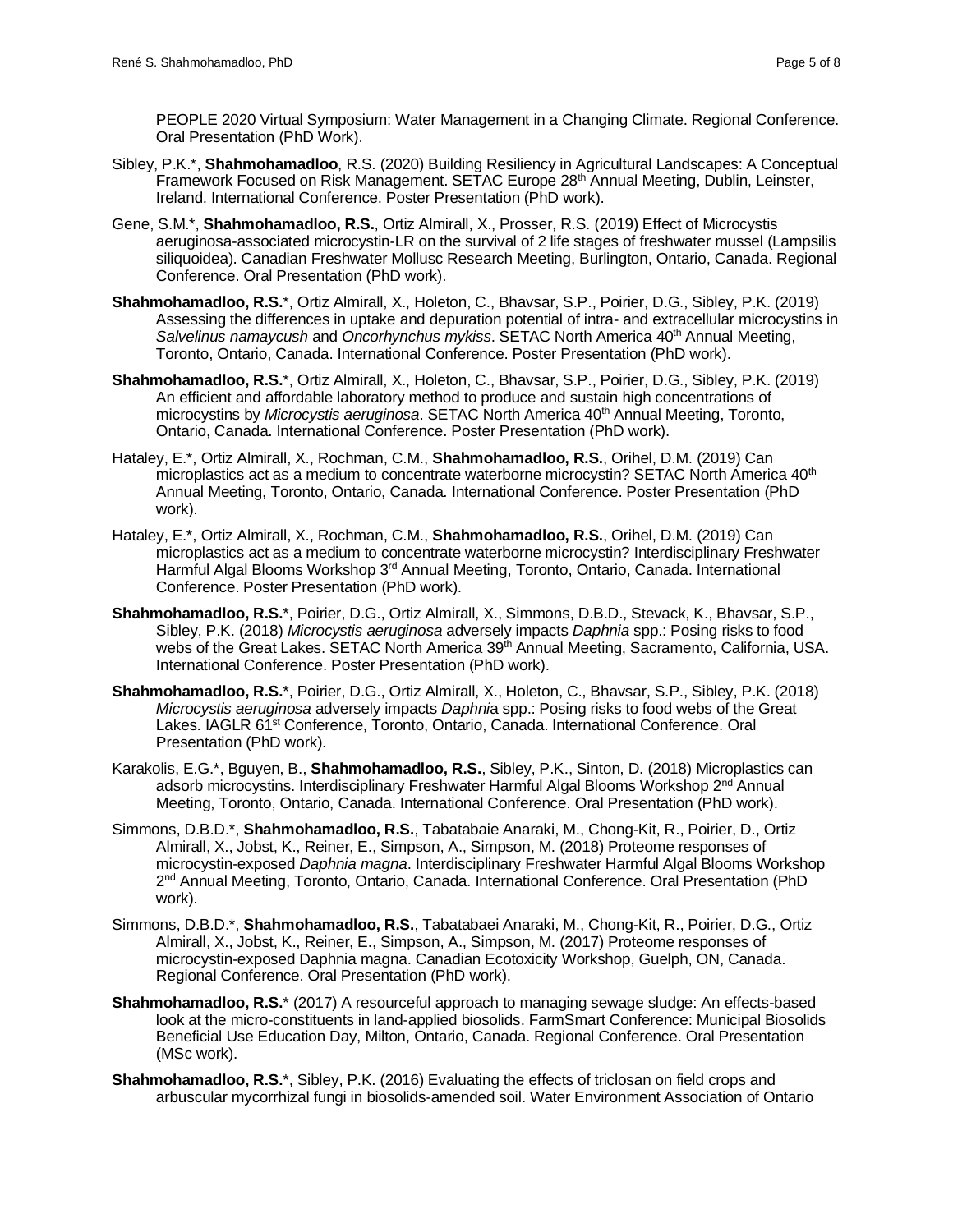PEOPLE 2020 Virtual Symposium: Water Management in a Changing Climate. Regional Conference. Oral Presentation (PhD Work).

Sibley, P.K.*, **Shahmohamadloo**, R.S. (2020) Building Resiliency in Agricultural Landscapes: A Conceptual Framework Focused on Risk Management. SETAC Europe 28th Annual Meeting, Dublin, Leinster, Ireland. International Conference. Poster Presentation (PhD work).

Gene, S.M.*, **Shahmohamadloo, R.S.**, Ortiz Almirall, X., Prosser, R.S. (2019) Effect of Microcystis aeruginosa-associated microcystin-LR on the survival of 2 life stages of freshwater mussel (Lampsilis siliquoidea). Canadian Freshwater Mollusc Research Meeting, Burlington, Ontario, Canada. Regional Conference. Oral Presentation (PhD work).

**Shahmohamadloo, R.S.***, Ortiz Almirall, X., Holeton, C., Bhavsar, S.P., Poirier, D.G., Sibley, P.K. (2019) Assessing the differences in uptake and depuration potential of intra- and extracellular microcystins in *Salvelinus namaycush* and *Oncorhynchus mykiss*. SETAC North America 40th Annual Meeting, Toronto, Ontario, Canada. International Conference. Poster Presentation (PhD work).

**Shahmohamadloo, R.S.***, Ortiz Almirall, X., Holeton, C., Bhavsar, S.P., Poirier, D.G., Sibley, P.K. (2019) An efficient and affordable laboratory method to produce and sustain high concentrations of microcystins by *Microcystis aeruginosa*. SETAC North America 40th Annual Meeting, Toronto, Ontario, Canada. International Conference. Poster Presentation (PhD work).

Hataley, E.*, Ortiz Almirall, X., Rochman, C.M., **Shahmohamadloo, R.S.**, Orihel, D.M. (2019) Can microplastics act as a medium to concentrate waterborne microcystin? SETAC North America 40th Annual Meeting, Toronto, Ontario, Canada. International Conference. Poster Presentation (PhD work).

Hataley, E.*, Ortiz Almirall, X., Rochman, C.M., **Shahmohamadloo, R.S.**, Orihel, D.M. (2019) Can microplastics act as a medium to concentrate waterborne microcystin? Interdisciplinary Freshwater Harmful Algal Blooms Workshop 3rd Annual Meeting, Toronto, Ontario, Canada. International Conference. Poster Presentation (PhD work).

**Shahmohamadloo, R.S.***, Poirier, D.G., Ortiz Almirall, X., Simmons, D.B.D., Stevack, K., Bhavsar, S.P., Sibley, P.K. (2018) *Microcystis aeruginosa* adversely impacts *Daphnia* spp.: Posing risks to food webs of the Great Lakes. SETAC North America 39th Annual Meeting, Sacramento, California, USA. International Conference. Poster Presentation (PhD work).

**Shahmohamadloo, R.S.***, Poirier, D.G., Ortiz Almirall, X., Holeton, C., Bhavsar, S.P., Sibley, P.K. (2018) *Microcystis aeruginosa* adversely impacts *Daphnia* spp.: Posing risks to food webs of the Great Lakes. IAGLR 61st Conference, Toronto, Ontario, Canada. International Conference. Oral Presentation (PhD work).

Karakolis, E.G.*, Bguyen, B., **Shahmohamadloo, R.S.**, Sibley, P.K., Sinton, D. (2018) Microplastics can adsorb microcystins. Interdisciplinary Freshwater Harmful Algal Blooms Workshop 2nd Annual Meeting, Toronto, Ontario, Canada. International Conference. Oral Presentation (PhD work).

Simmons, D.B.D.*, **Shahmohamadloo, R.S.**, Tabatabaie Anaraki, M., Chong-Kit, R., Poirier, D., Ortiz Almirall, X., Jobst, K., Reiner, E., Simpson, A., Simpson, M. (2018) Proteome responses of microcystin-exposed *Daphnia magna*. Interdisciplinary Freshwater Harmful Algal Blooms Workshop 2nd Annual Meeting, Toronto, Ontario, Canada. International Conference. Oral Presentation (PhD work).

Simmons, D.B.D.*, **Shahmohamadloo, R.S.**, Tabatabaei Anaraki, M., Chong-Kit, R., Poirier, D.G., Ortiz Almirall, X., Jobst, K., Reiner, E., Simpson, A., Simpson, M. (2017) Proteome responses of microcystin-exposed Daphnia magna. Canadian Ecotoxicity Workshop, Guelph, ON, Canada. Regional Conference. Oral Presentation (PhD work).

**Shahmohamadloo, R.S.*** (2017) A resourceful approach to managing sewage sludge: An effects-based look at the micro-constituents in land-applied biosolids. FarmSmart Conference: Municipal Biosolids Beneficial Use Education Day, Milton, Ontario, Canada. Regional Conference. Oral Presentation (MSc work).

**Shahmohamadloo, R.S.***, Sibley, P.K. (2016) Evaluating the effects of triclosan on field crops and arbuscular mycorrhizal fungi in biosolids-amended soil. Water Environment Association of Ontario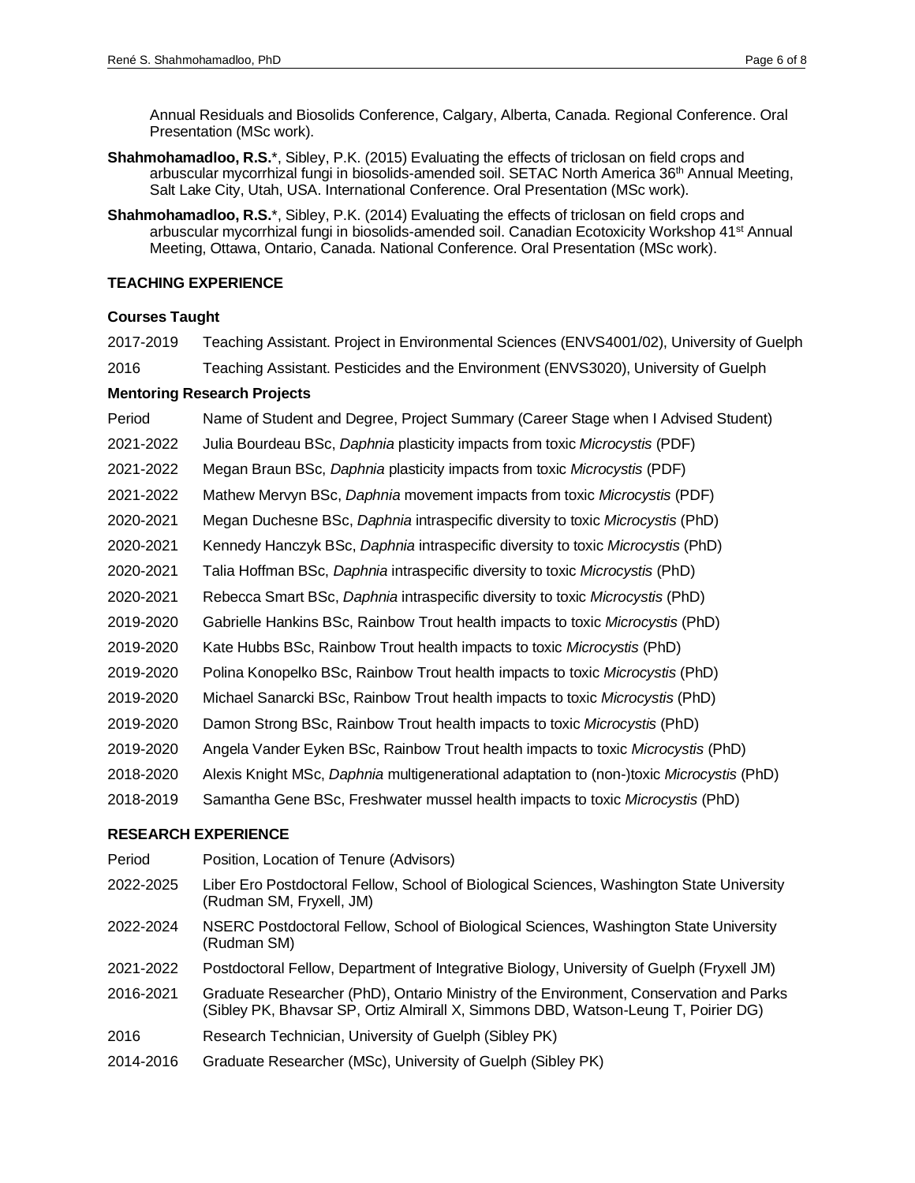Annual Residuals and Biosolids Conference, Calgary, Alberta, Canada. Regional Conference. Oral Presentation (MSc work).

**Shahmohamadloo, R.S.***, Sibley, P.K. (2015) Evaluating the effects of triclosan on field crops and arbuscular mycorrhizal fungi in biosolids-amended soil. SETAC North America 36th Annual Meeting, Salt Lake City, Utah, USA. International Conference. Oral Presentation (MSc work).

**Shahmohamadloo, R.S.***, Sibley, P.K. (2014) Evaluating the effects of triclosan on field crops and arbuscular mycorrhizal fungi in biosolids-amended soil. Canadian Ecotoxicity Workshop 41st Annual Meeting, Ottawa, Ontario, Canada. National Conference. Oral Presentation (MSc work).

## TEACHING EXPERIENCE

### Courses Taught

| | |
|---|---|
| 2017-2019 | Teaching Assistant. Project in Environmental Sciences (ENVS4001/02), University of Guelph |
| 2016 | Teaching Assistant. Pesticides and the Environment (ENVS3020), University of Guelph |

### Mentoring Research Projects

| Period | Name of Student and Degree, Project Summary (Career Stage when I Advised Student) |
|---|---|
| 2021-2022 | Julia Bourdeau BSc, *Daphnia* plasticity impacts from toxic *Microcystis* (PDF) |
| 2021-2022 | Megan Braun BSc, *Daphnia* plasticity impacts from toxic *Microcystis* (PDF) |
| 2021-2022 | Mathew Mervyn BSc, *Daphnia* movement impacts from toxic *Microcystis* (PDF) |
| 2020-2021 | Megan Duchesne BSc, *Daphnia* intraspecific diversity to toxic *Microcystis* (PhD) |
| 2020-2021 | Kennedy Hanczyk BSc, *Daphnia* intraspecific diversity to toxic *Microcystis* (PhD) |
| 2020-2021 | Talia Hoffman BSc, *Daphnia* intraspecific diversity to toxic *Microcystis* (PhD) |
| 2020-2021 | Rebecca Smart BSc, *Daphnia* intraspecific diversity to toxic *Microcystis* (PhD) |
| 2019-2020 | Gabrielle Hankins BSc, Rainbow Trout health impacts to toxic *Microcystis* (PhD) |
| 2019-2020 | Kate Hubbs BSc, Rainbow Trout health impacts to toxic *Microcystis* (PhD) |
| 2019-2020 | Polina Konopelko BSc, Rainbow Trout health impacts to toxic *Microcystis* (PhD) |
| 2019-2020 | Michael Sanarcki BSc, Rainbow Trout health impacts to toxic *Microcystis* (PhD) |
| 2019-2020 | Damon Strong BSc, Rainbow Trout health impacts to toxic *Microcystis* (PhD) |
| 2019-2020 | Angela Vander Eyken BSc, Rainbow Trout health impacts to toxic *Microcystis* (PhD) |
| 2018-2020 | Alexis Knight MSc, *Daphnia* multigenerational adaptation to (non-)toxic *Microcystis* (PhD) |
| 2018-2019 | Samantha Gene BSc, Freshwater mussel health impacts to toxic *Microcystis* (PhD) |

## RESEARCH EXPERIENCE

| Period | Position, Location of Tenure (Advisors) |
|---|---|
| 2022-2025 | Liber Ero Postdoctoral Fellow, School of Biological Sciences, Washington State University (Rudman SM, Fryxell, JM) |
| 2022-2024 | NSERC Postdoctoral Fellow, School of Biological Sciences, Washington State University (Rudman SM) |
| 2021-2022 | Postdoctoral Fellow, Department of Integrative Biology, University of Guelph (Fryxell JM) |
| 2016-2021 | Graduate Researcher (PhD), Ontario Ministry of the Environment, Conservation and Parks (Sibley PK, Bhavsar SP, Ortiz Almirall X, Simmons DBD, Watson-Leung T, Poirier DG) |
| 2016 | Research Technician, University of Guelph (Sibley PK) |
| 2014-2016 | Graduate Researcher (MSc), University of Guelph (Sibley PK) |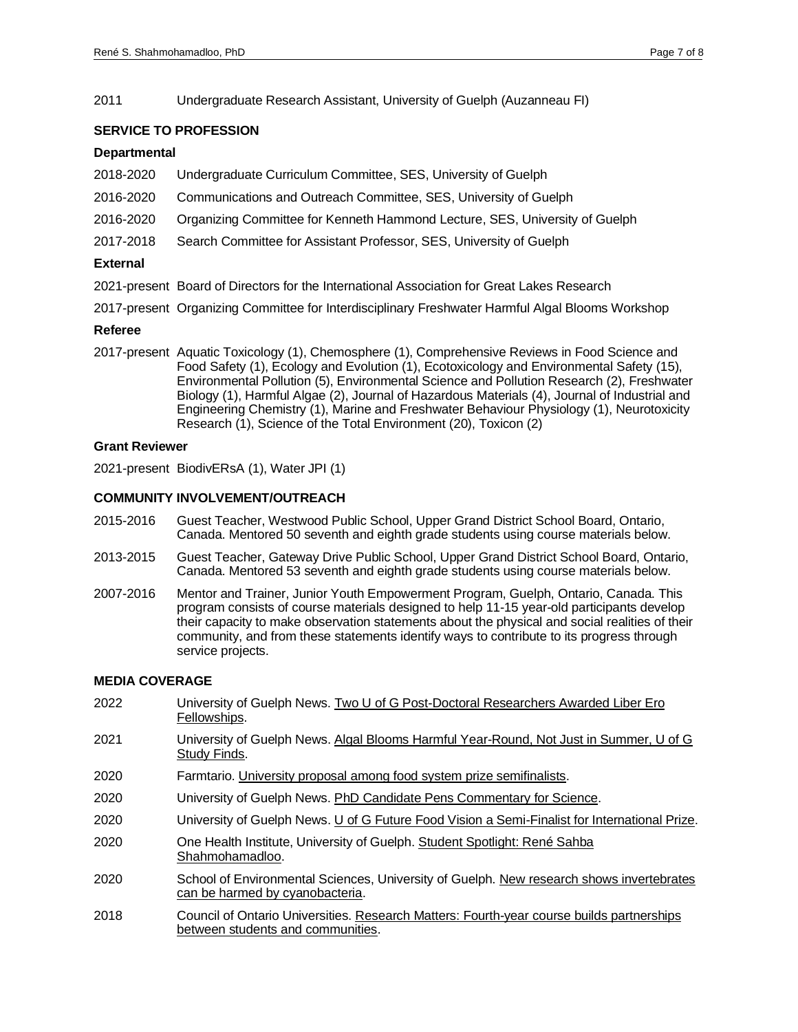2011 Undergraduate Research Assistant, University of Guelph (Auzanneau FI)

## SERVICE TO PROFESSION

### Departmental

2018-2020 Undergraduate Curriculum Committee, SES, University of Guelph

2016-2020 Communications and Outreach Committee, SES, University of Guelph

2016-2020 Organizing Committee for Kenneth Hammond Lecture, SES, University of Guelph

2017-2018 Search Committee for Assistant Professor, SES, University of Guelph

### External

2021-present Board of Directors for the International Association for Great Lakes Research

2017-present Organizing Committee for Interdisciplinary Freshwater Harmful Algal Blooms Workshop

### Referee

2017-present Aquatic Toxicology (1), Chemosphere (1), Comprehensive Reviews in Food Science and Food Safety (1), Ecology and Evolution (1), Ecotoxicology and Environmental Safety (15), Environmental Pollution (5), Environmental Science and Pollution Research (2), Freshwater Biology (1), Harmful Algae (2), Journal of Hazardous Materials (4), Journal of Industrial and Engineering Chemistry (1), Marine and Freshwater Behaviour Physiology (1), Neurotoxicity Research (1), Science of the Total Environment (20), Toxicon (2)

### Grant Reviewer

2021-present BiodivERsA (1), Water JPI (1)

## COMMUNITY INVOLVEMENT/OUTREACH

2015-2016 Guest Teacher, Westwood Public School, Upper Grand District School Board, Ontario, Canada. Mentored 50 seventh and eighth grade students using course materials below.

2013-2015 Guest Teacher, Gateway Drive Public School, Upper Grand District School Board, Ontario, Canada. Mentored 53 seventh and eighth grade students using course materials below.

2007-2016 Mentor and Trainer, Junior Youth Empowerment Program, Guelph, Ontario, Canada. This program consists of course materials designed to help 11-15 year-old participants develop their capacity to make observation statements about the physical and social realities of their community, and from these statements identify ways to contribute to its progress through service projects.

## MEDIA COVERAGE

2022 University of Guelph News. Two U of G Post-Doctoral Researchers Awarded Liber Ero Fellowships.

2021 University of Guelph News. Algal Blooms Harmful Year-Round, Not Just in Summer, U of G Study Finds.

2020 Farmtario. University proposal among food system prize semifinalists.

2020 University of Guelph News. PhD Candidate Pens Commentary for Science.

2020 University of Guelph News. U of G Future Food Vision a Semi-Finalist for International Prize.

2020 One Health Institute, University of Guelph. Student Spotlight: René Sahba Shahmohamadloo.

2020 School of Environmental Sciences, University of Guelph. New research shows invertebrates can be harmed by cyanobacteria.

2018 Council of Ontario Universities. Research Matters: Fourth-year course builds partnerships between students and communities.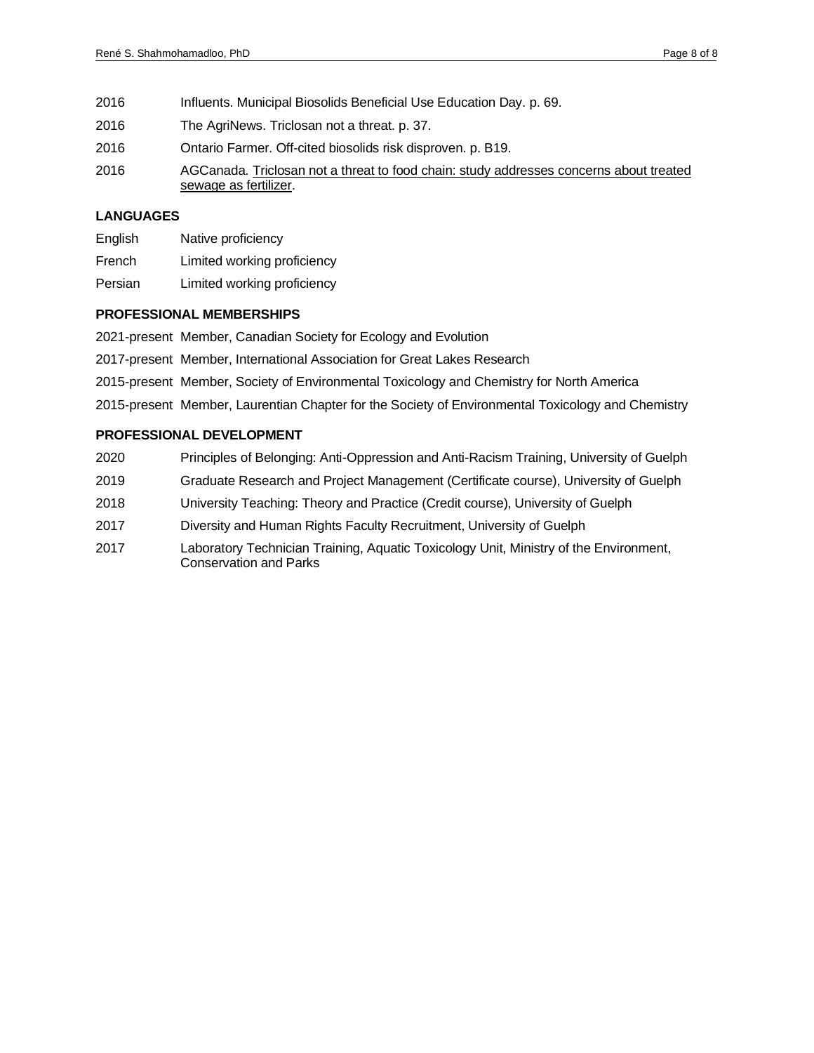2016 Influents. Municipal Biosolids Beneficial Use Education Day. p. 69.

2016 The AgriNews. Triclosan not a threat. p. 37.

2016 Ontario Farmer. Off-cited biosolids risk disproven. p. B19.

2016 AGCanada. Triclosan not a threat to food chain: study addresses concerns about treated sewage as fertilizer.

## LANGUAGES

English Native proficiency

French Limited working proficiency

Persian Limited working proficiency

## PROFESSIONAL MEMBERSHIPS

2021-present Member, Canadian Society for Ecology and Evolution

2017-present Member, International Association for Great Lakes Research

2015-present Member, Society of Environmental Toxicology and Chemistry for North America

2015-present Member, Laurentian Chapter for the Society of Environmental Toxicology and Chemistry

## PROFESSIONAL DEVELOPMENT

2020 Principles of Belonging: Anti-Oppression and Anti-Racism Training, University of Guelph

2019 Graduate Research and Project Management (Certificate course), University of Guelph

2018 University Teaching: Theory and Practice (Credit course), University of Guelph

2017 Diversity and Human Rights Faculty Recruitment, University of Guelph

2017 Laboratory Technician Training, Aquatic Toxicology Unit, Ministry of the Environment, Conservation and Parks